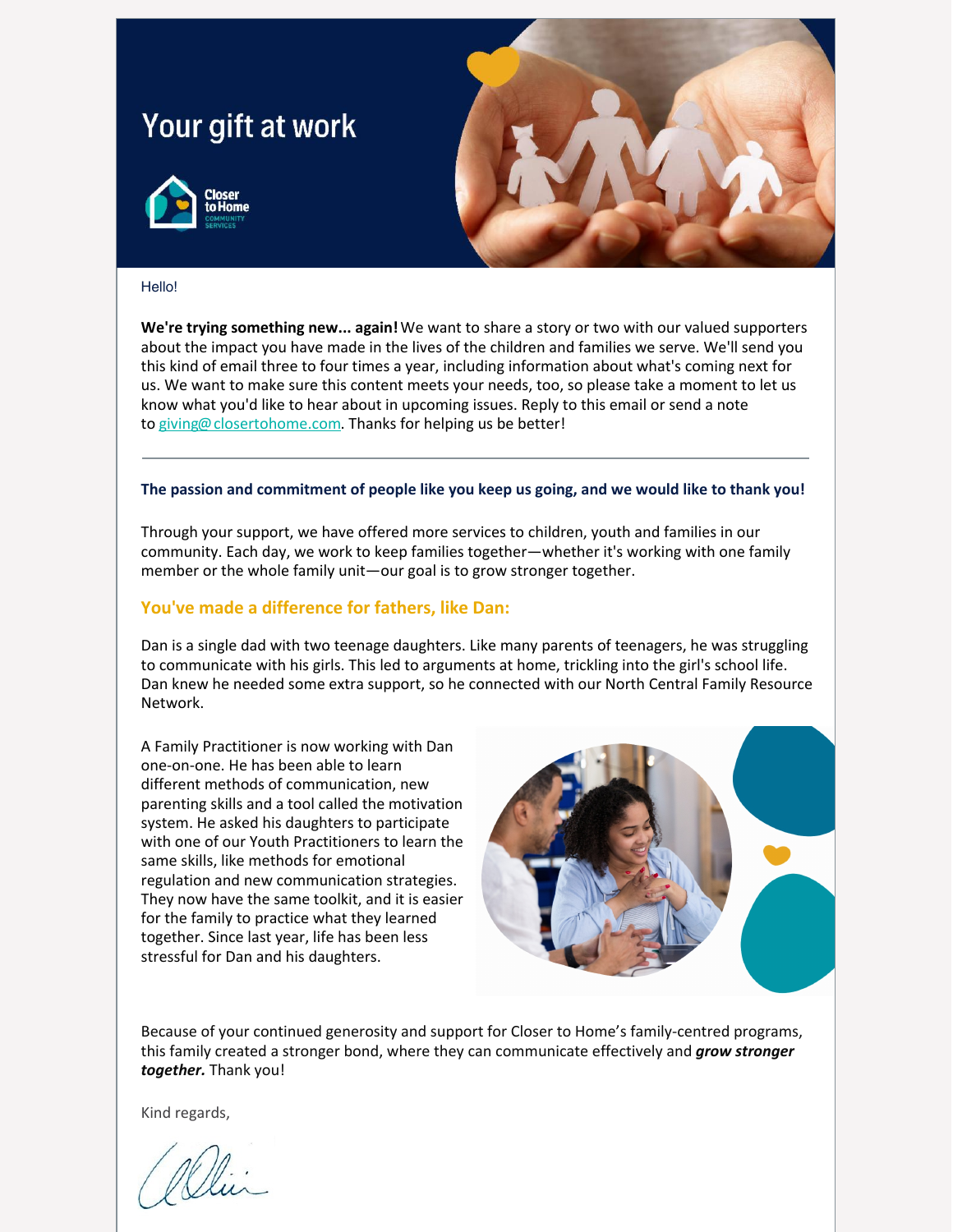# Your gift at work

Closer to Home COMMUNITY SERVICES

Hello!

**We're trying something new... again!** We want to share a story or two with our valued supporters about the impact you have made in the lives of the children and families we serve. We'll send you this kind of email three to four times a year, including information about what's coming next for us. We want to make sure this content meets your needs, too, so please take a moment to let us know what you'd like to hear about in upcoming issues. Reply to this email or send a note to giving@closertohome.com. Thanks for helping us be better!

---

**The passion and commitment of people like you keep us going, and we would like to thank you!**

Through your support, we have offered more services to children, youth and families in our community. Each day, we work to keep families together—whether it's working with one family member or the whole family unit—our goal is to grow stronger together.

## You've made a difference for fathers, like Dan:

Dan is a single dad with two teenage daughters. Like many parents of teenagers, he was struggling to communicate with his girls. This led to arguments at home, trickling into the girl's school life. Dan knew he needed some extra support, so he connected with our North Central Family Resource Network.

A Family Practitioner is now working with Dan one-on-one. He has been able to learn different methods of communication, new parenting skills and a tool called the motivation system. He asked his daughters to participate with one of our Youth Practitioners to learn the same skills, like methods for emotional regulation and new communication strategies. They now have the same toolkit, and it is easier for the family to practice what they learned together. Since last year, life has been less stressful for Dan and his daughters.

Because of your continued generosity and support for Closer to Home's family-centred programs, this family created a stronger bond, where they can communicate effectively and ***grow stronger together.*** Thank you!

Kind regards,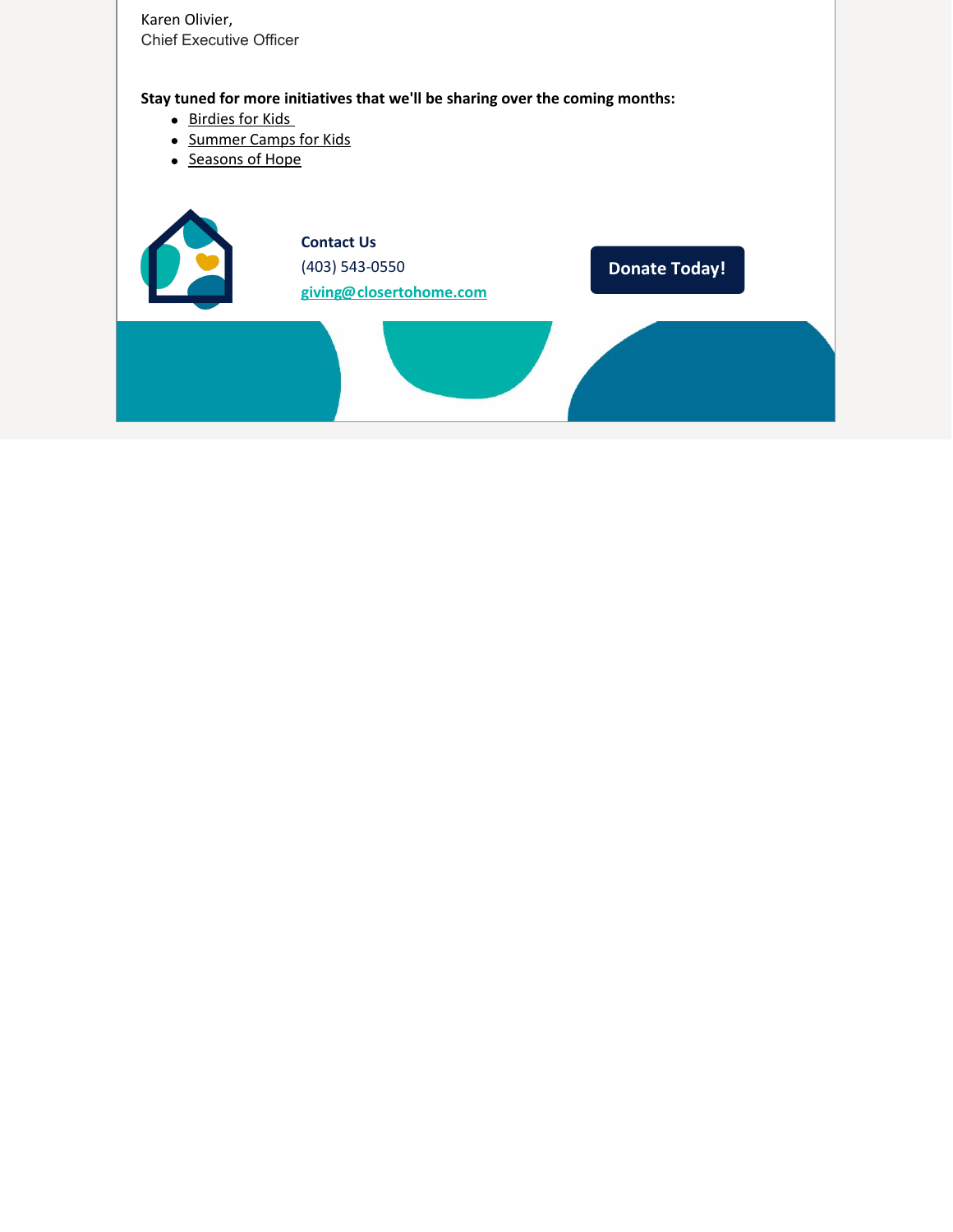Karen Olivier,
Chief Executive Officer

**Stay tuned for more initiatives that we'll be sharing over the coming months:**

- Birdies for Kids
- Summer Camps for Kids
- Seasons of Hope

**Contact Us**
(403) 543-0550
giving@closertohome.com

**Donate Today!**